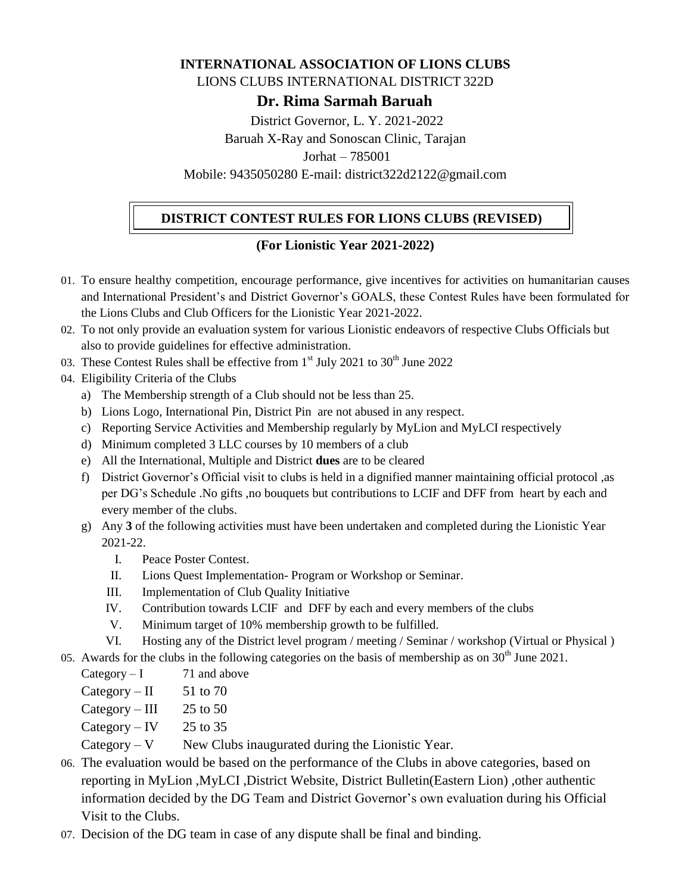**INTERNATIONAL ASSOCIATION OF LIONS CLUBS**

LIONS CLUBS INTERNATIONAL DISTRICT 322D

## Dr. Rima Sarmah Baruah

District Governor, L. Y. 2021-2022

Baruah X-Ray and Sonoscan Clinic, Tarajan

Jorhat – 785001

Mobile: 9435050280 E-mail: district322d2122@gmail.com

# DISTRICT CONTEST RULES FOR LIONS CLUBS (REVISED)

**(For Lionistic Year 2021-2022)**

01. To ensure healthy competition, encourage performance, give incentives for activities on humanitarian causes and International President's and District Governor's GOALS, these Contest Rules have been formulated for the Lions Clubs and Club Officers for the Lionistic Year 2021-2022.
02. To not only provide an evaluation system for various Lionistic endeavors of respective Clubs Officials but also to provide guidelines for effective administration.
03. These Contest Rules shall be effective from 1st July 2021 to 30th June 2022
04. Eligibility Criteria of the Clubs
    a) The Membership strength of a Club should not be less than 25.
    b) Lions Logo, International Pin, District Pin are not abused in any respect.
    c) Reporting Service Activities and Membership regularly by MyLion and MyLCI respectively
    d) Minimum completed 3 LLC courses by 10 members of a club
    e) All the International, Multiple and District **dues** are to be cleared
    f) District Governor's Official visit to clubs is held in a dignified manner maintaining official protocol ,as per DG's Schedule .No gifts ,no bouquets but contributions to LCIF and DFF from heart by each and every member of the clubs.
    g) Any **3** of the following activities must have been undertaken and completed during the Lionistic Year 2021-22.
        I. Peace Poster Contest.
        II. Lions Quest Implementation- Program or Workshop or Seminar.
        III. Implementation of Club Quality Initiative
        IV. Contribution towards LCIF and DFF by each and every members of the clubs
        V. Minimum target of 10% membership growth to be fulfilled.
        VI. Hosting any of the District level program / meeting / Seminar / workshop (Virtual or Physical )
05. Awards for the clubs in the following categories on the basis of membership as on 30th June 2021.

    Category – I 71 and above

    Category – II 51 to 70

    Category – III 25 to 50

    Category – IV 25 to 35

    Category – V New Clubs inaugurated during the Lionistic Year.
06. The evaluation would be based on the performance of the Clubs in above categories, based on reporting in MyLion ,MyLCI ,District Website, District Bulletin(Eastern Lion) ,other authentic information decided by the DG Team and District Governor's own evaluation during his Official Visit to the Clubs.
07. Decision of the DG team in case of any dispute shall be final and binding.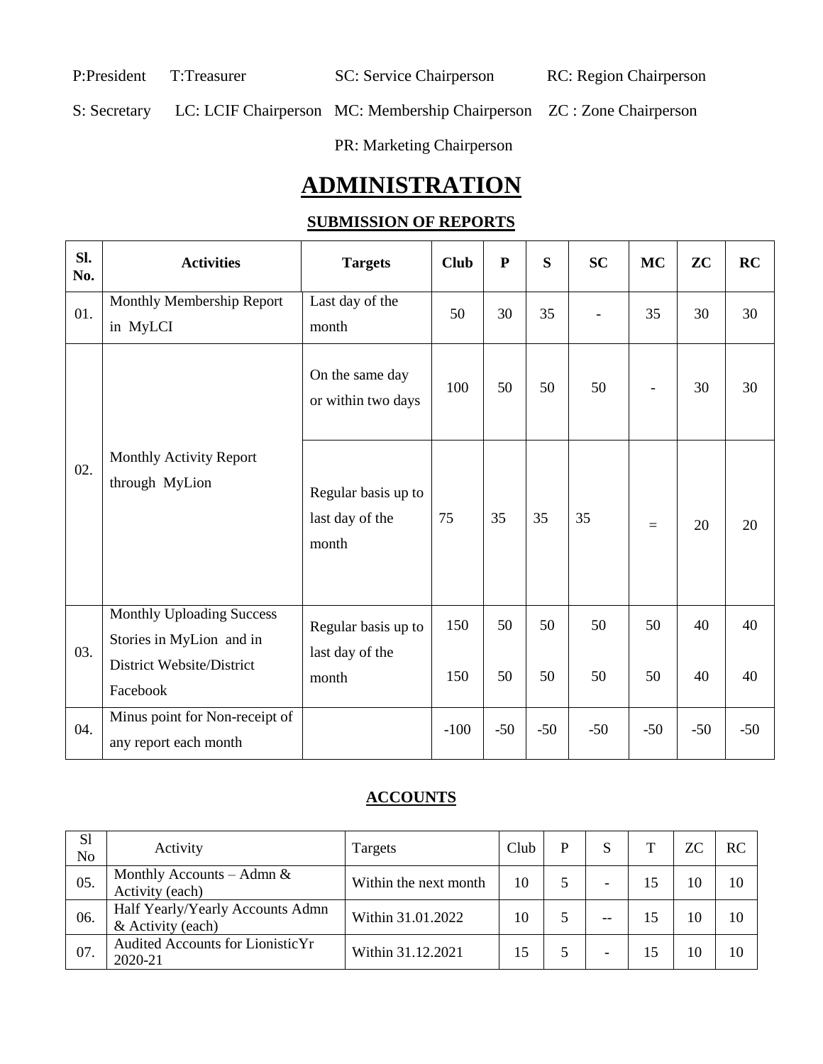P:President T:Treasurer SC: Service Chairperson RC: Region Chairperson

S: Secretary LC: LCIF Chairperson MC: Membership Chairperson ZC : Zone Chairperson

PR: Marketing Chairperson

# ADMINISTRATION

## SUBMISSION OF REPORTS

| Sl. No. | Activities | Targets | Club | P | S | SC | MC | ZC | RC |
|---|---|---|---|---|---|---|---|---|---|
| 01. | Monthly Membership Report in MyLCI | Last day of the month | 50 | 30 | 35 | - | 35 | 30 | 30 |
| 02. | Monthly Activity Report through MyLion | On the same day or within two days | 100 | 50 | 50 | 50 | - | 30 | 30 |
| | | Regular basis up to last day of the month | 75 | 35 | 35 | 35 | = | 20 | 20 |
| 03. | Monthly Uploading Success Stories in MyLion and in District Website/District Facebook | Regular basis up to last day of the month | 150<br>150 | 50<br>50 | 50<br>50 | 50<br>50 | 50<br>50 | 40<br>40 | 40<br>40 |
| 04. | Minus point for Non-receipt of any report each month | | -100 | -50 | -50 | -50 | -50 | -50 | -50 |

## ACCOUNTS

| Sl No | Activity | Targets | Club | P | S | T | ZC | RC |
|---|---|---|---|---|---|---|---|---|
| 05. | Monthly Accounts – Admn & Activity (each) | Within the next month | 10 | 5 | - | 15 | 10 | 10 |
| 06. | Half Yearly/Yearly Accounts Admn & Activity (each) | Within 31.01.2022 | 10 | 5 | -- | 15 | 10 | 10 |
| 07. | Audited Accounts for LionisticYr 2020-21 | Within 31.12.2021 | 15 | 5 | - | 15 | 10 | 10 |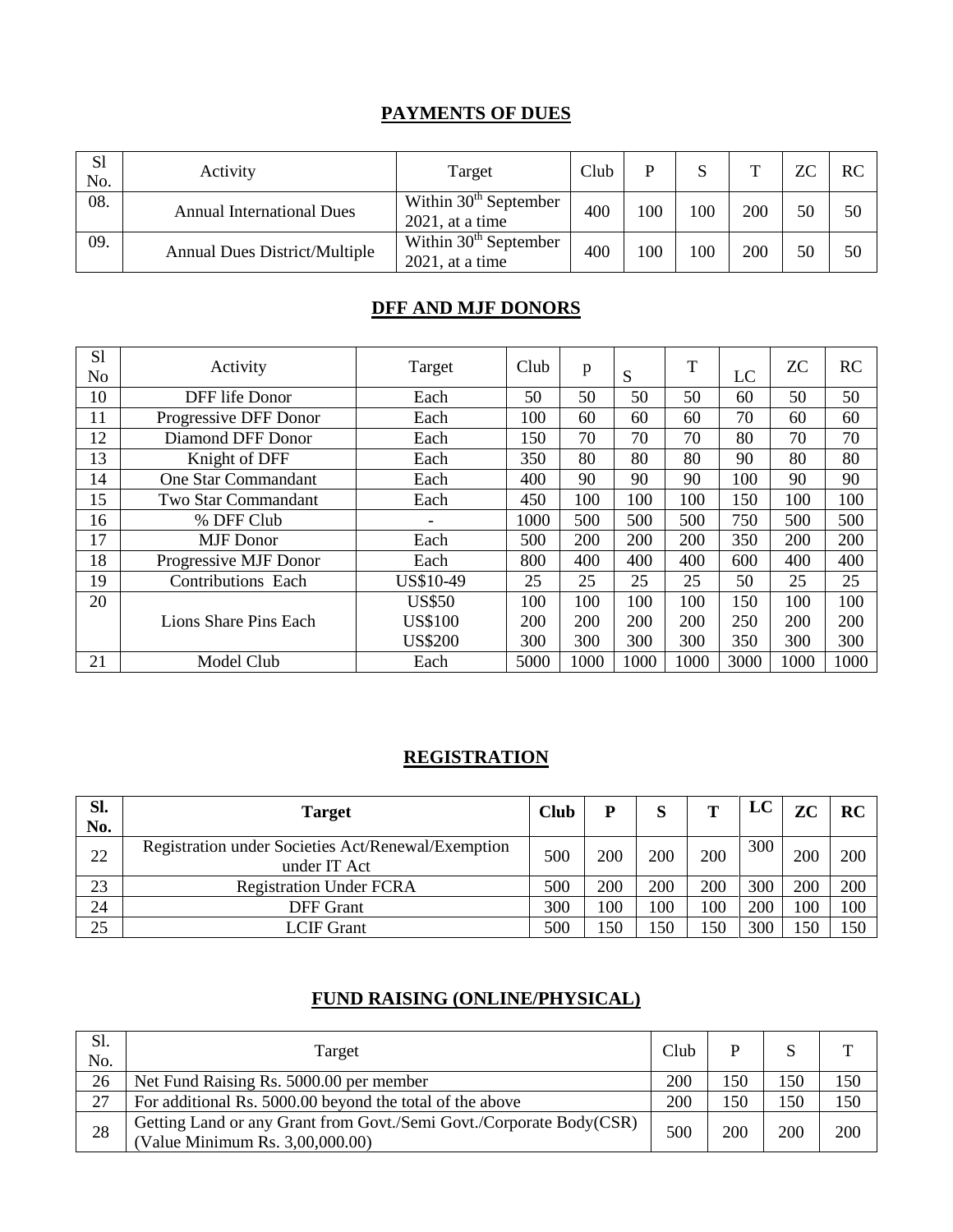## PAYMENTS OF DUES

| Sl No. | Activity | Target | Club | P | S | T | ZC | RC |
|---|---|---|---|---|---|---|---|---|
| 08. | Annual International Dues | Within 30th September 2021, at a time | 400 | 100 | 100 | 200 | 50 | 50 |
| 09. | Annual Dues District/Multiple | Within 30th September 2021, at a time | 400 | 100 | 100 | 200 | 50 | 50 |

## DFF AND MJF DONORS

| Sl No | Activity | Target | Club | p | S | T | LC | ZC | RC |
|---|---|---|---|---|---|---|---|---|---|
| 10 | DFF life Donor | Each | 50 | 50 | 50 | 50 | 60 | 50 | 50 |
| 11 | Progressive DFF Donor | Each | 100 | 60 | 60 | 60 | 70 | 60 | 60 |
| 12 | Diamond DFF Donor | Each | 150 | 70 | 70 | 70 | 80 | 70 | 70 |
| 13 | Knight of DFF | Each | 350 | 80 | 80 | 80 | 90 | 80 | 80 |
| 14 | One Star Commandant | Each | 400 | 90 | 90 | 90 | 100 | 90 | 90 |
| 15 | Two Star Commandant | Each | 450 | 100 | 100 | 100 | 150 | 100 | 100 |
| 16 | % DFF Club | - | 1000 | 500 | 500 | 500 | 750 | 500 | 500 |
| 17 | MJF Donor | Each | 500 | 200 | 200 | 200 | 350 | 200 | 200 |
| 18 | Progressive MJF Donor | Each | 800 | 400 | 400 | 400 | 600 | 400 | 400 |
| 19 | Contributions Each | US$10-49 | 25 | 25 | 25 | 25 | 50 | 25 | 25 |
| 20 | Lions Share Pins Each | US$50 | 100 | 100 | 100 | 100 | 150 | 100 | 100 |
| | | US$100 | 200 | 200 | 200 | 200 | 250 | 200 | 200 |
| | | US$200 | 300 | 300 | 300 | 300 | 350 | 300 | 300 |
| 21 | Model Club | Each | 5000 | 1000 | 1000 | 1000 | 3000 | 1000 | 1000 |

## REGISTRATION

| Sl. No. | Target | Club | P | S | T | LC | ZC | RC |
|---|---|---|---|---|---|---|---|---|
| 22 | Registration under Societies Act/Renewal/Exemption under IT Act | 500 | 200 | 200 | 200 | 300 | 200 | 200 |
| 23 | Registration Under FCRA | 500 | 200 | 200 | 200 | 300 | 200 | 200 |
| 24 | DFF Grant | 300 | 100 | 100 | 100 | 200 | 100 | 100 |
| 25 | LCIF Grant | 500 | 150 | 150 | 150 | 300 | 150 | 150 |

## FUND RAISING (ONLINE/PHYSICAL)

| Sl. No. | Target | Club | P | S | T |
|---|---|---|---|---|---|
| 26 | Net Fund Raising Rs. 5000.00 per member | 200 | 150 | 150 | 150 |
| 27 | For additional Rs. 5000.00 beyond the total of the above | 200 | 150 | 150 | 150 |
| 28 | Getting Land or any Grant from Govt./Semi Govt./Corporate Body(CSR) (Value Minimum Rs. 3,00,000.00) | 500 | 200 | 200 | 200 |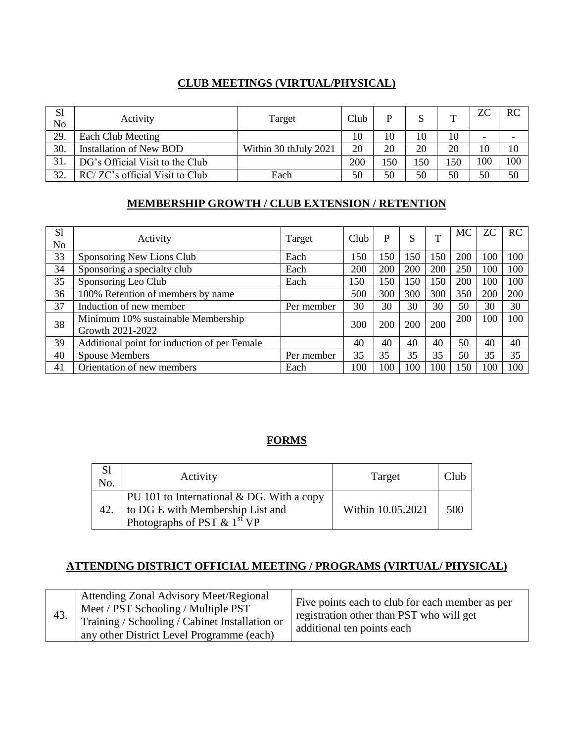## CLUB MEETINGS (VIRTUAL/PHYSICAL)

| Sl No | Activity | Target | Club | P | S | T | ZC | RC |
|---|---|---|---|---|---|---|---|---|
| 29. | Each Club Meeting | | 10 | 10 | 10 | 10 | - | - |
| 30. | Installation of New BOD | Within 30 thJuly 2021 | 20 | 20 | 20 | 20 | 10 | 10 |
| 31. | DG's Official Visit to the Club | | 200 | 150 | 150 | 150 | 100 | 100 |
| 32. | RC/ ZC's official Visit to Club | Each | 50 | 50 | 50 | 50 | 50 | 50 |

## MEMBERSHIP GROWTH / CLUB EXTENSION / RETENTION

| Sl No | Activity | Target | Club | P | S | T | MC | ZC | RC |
|---|---|---|---|---|---|---|---|---|---|
| 33 | Sponsoring New Lions Club | Each | 150 | 150 | 150 | 150 | 200 | 100 | 100 |
| 34 | Sponsoring a specialty club | Each | 200 | 200 | 200 | 200 | 250 | 100 | 100 |
| 35 | Sponsoring Leo Club | Each | 150 | 150 | 150 | 150 | 200 | 100 | 100 |
| 36 | 100% Retention of members by name | | 500 | 300 | 300 | 300 | 350 | 200 | 200 |
| 37 | Induction of new member | Per member | 30 | 30 | 30 | 30 | 50 | 30 | 30 |
| 38 | Minimum 10% sustainable Membership Growth 2021-2022 | | 300 | 200 | 200 | 200 | 200 | 100 | 100 |
| 39 | Additional point for induction of per Female | | 40 | 40 | 40 | 40 | 50 | 40 | 40 |
| 40 | Spouse Members | Per member | 35 | 35 | 35 | 35 | 50 | 35 | 35 |
| 41 | Orientation of new members | Each | 100 | 100 | 100 | 100 | 150 | 100 | 100 |

## FORMS

| Sl No. | Activity | Target | Club |
|---|---|---|---|
| 42. | PU 101 to International & DG. With a copy to DG E with Membership List and Photographs of PST & 1st VP | Within 10.05.2021 | 500 |

## ATTENDING DISTRICT OFFICIAL MEETING / PROGRAMS (VIRTUAL/ PHYSICAL)

| | | |
|---|---|---|
| 43. | Attending Zonal Advisory Meet/Regional Meet / PST Schooling / Multiple PST Training / Schooling / Cabinet Installation or any other District Level Programme (each) | Five points each to club for each member as per registration other than PST who will get additional ten points each |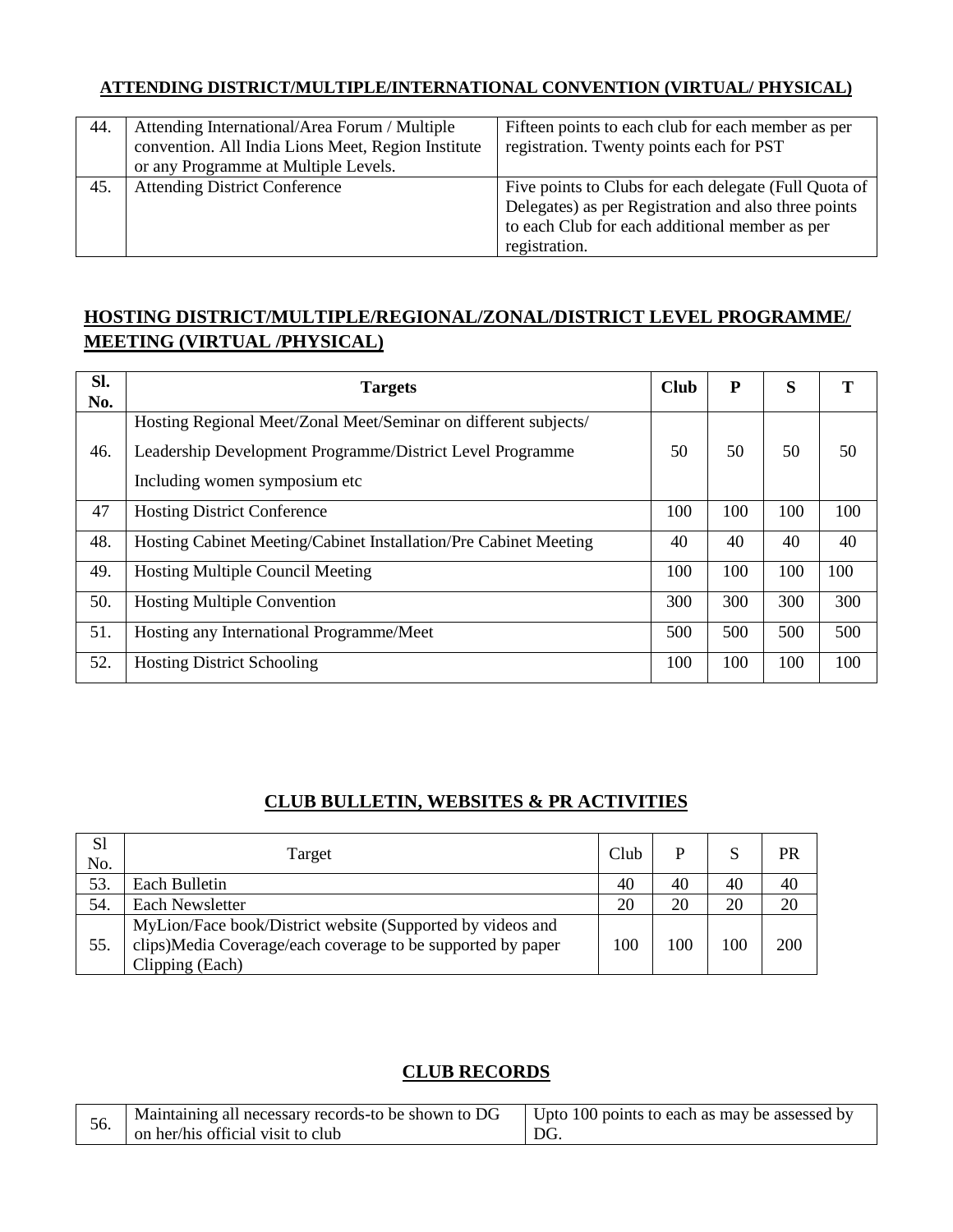## ATTENDING DISTRICT/MULTIPLE/INTERNATIONAL CONVENTION (VIRTUAL/ PHYSICAL)

| | | |
|---|---|---|
| 44. | Attending International/Area Forum / Multiple convention. All India Lions Meet, Region Institute or any Programme at Multiple Levels. | Fifteen points to each club for each member as per registration. Twenty points each for PST |
| 45. | Attending District Conference | Five points to Clubs for each delegate (Full Quota of Delegates) as per Registration and also three points to each Club for each additional member as per registration. |

## HOSTING DISTRICT/MULTIPLE/REGIONAL/ZONAL/DISTRICT LEVEL PROGRAMME/ MEETING (VIRTUAL /PHYSICAL)

| Sl. No. | Targets | Club | P | S | T |
|---|---|---|---|---|---|
| 46. | Hosting Regional Meet/Zonal Meet/Seminar on different subjects/ Leadership Development Programme/District Level Programme Including women symposium etc | 50 | 50 | 50 | 50 |
| 47 | Hosting District Conference | 100 | 100 | 100 | 100 |
| 48. | Hosting Cabinet Meeting/Cabinet Installation/Pre Cabinet Meeting | 40 | 40 | 40 | 40 |
| 49. | Hosting Multiple Council Meeting | 100 | 100 | 100 | 100 |
| 50. | Hosting Multiple Convention | 300 | 300 | 300 | 300 |
| 51. | Hosting any International Programme/Meet | 500 | 500 | 500 | 500 |
| 52. | Hosting District Schooling | 100 | 100 | 100 | 100 |

## CLUB BULLETIN, WEBSITES & PR ACTIVITIES

| Sl No. | Target | Club | P | S | PR |
|---|---|---|---|---|---|
| 53. | Each Bulletin | 40 | 40 | 40 | 40 |
| 54. | Each Newsletter | 20 | 20 | 20 | 20 |
| 55. | MyLion/Face book/District website (Supported by videos and clips)Media Coverage/each coverage to be supported by paper Clipping (Each) | 100 | 100 | 100 | 200 |

## CLUB RECORDS

| | | |
|---|---|---|
| 56. | Maintaining all necessary records-to be shown to DG on her/his official visit to club | Upto 100 points to each as may be assessed by DG. |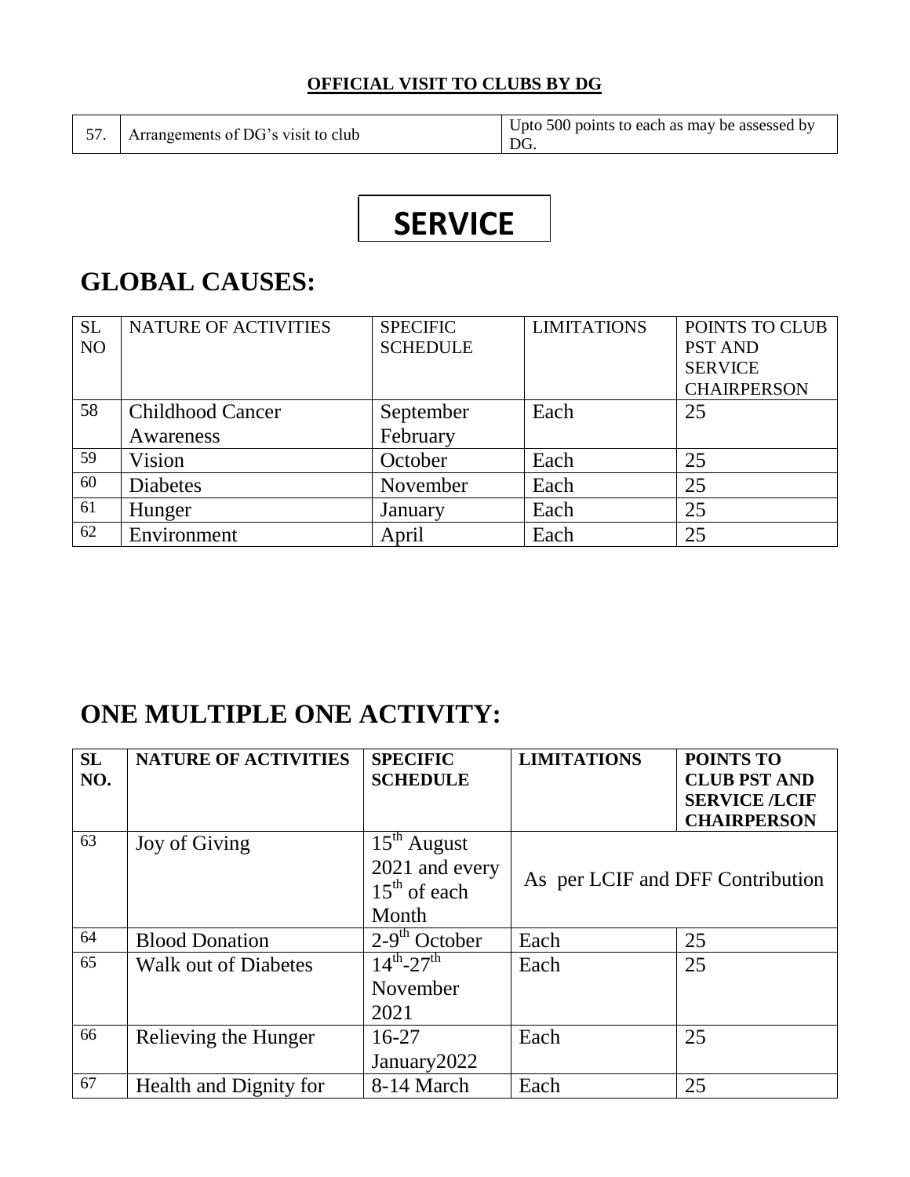**OFFICIAL VISIT TO CLUBS BY DG**

| | | |
|---|---|---|
| 57. | Arrangements of DG's visit to club | Upto 500 points to each as may be assessed by DG. |

# SERVICE

## GLOBAL CAUSES:

| SL NO | NATURE OF ACTIVITIES | SPECIFIC SCHEDULE | LIMITATIONS | POINTS TO CLUB PST AND SERVICE CHAIRPERSON |
|---|---|---|---|---|
| 58 | Childhood Cancer Awareness | September February | Each | 25 |
| 59 | Vision | October | Each | 25 |
| 60 | Diabetes | November | Each | 25 |
| 61 | Hunger | January | Each | 25 |
| 62 | Environment | April | Each | 25 |

## ONE MULTIPLE ONE ACTIVITY:

| SL NO. | NATURE OF ACTIVITIES | SPECIFIC SCHEDULE | LIMITATIONS | POINTS TO CLUB PST AND SERVICE /LCIF CHAIRPERSON |
|---|---|---|---|---|
| 63 | Joy of Giving | 15th August 2021 and every 15th of each Month | As per LCIF and DFF Contribution | |
| 64 | Blood Donation | 2-9th October | Each | 25 |
| 65 | Walk out of Diabetes | 14th-27th November 2021 | Each | 25 |
| 66 | Relieving the Hunger | 16-27 January2022 | Each | 25 |
| 67 | Health and Dignity for | 8-14 March | Each | 25 |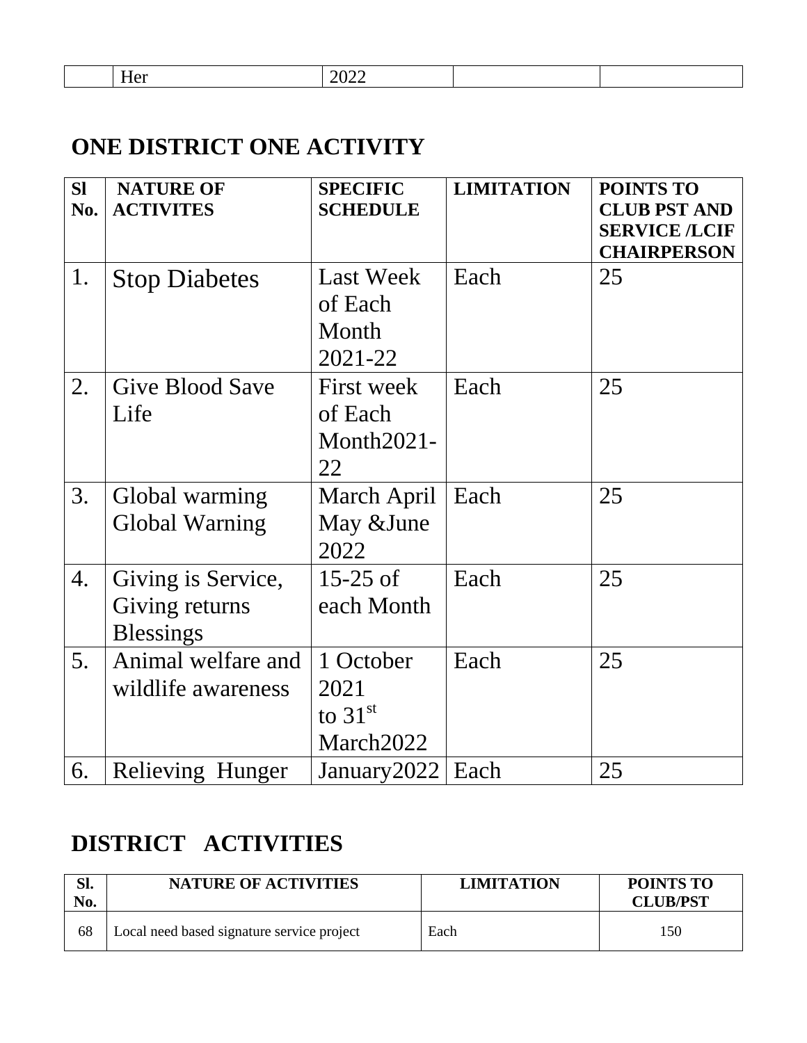|  | Her | 2022 |  |  |
|---|---|---|---|---|

## ONE DISTRICT ONE ACTIVITY

| Sl No. | NATURE OF ACTIVITES | SPECIFIC SCHEDULE | LIMITATION | POINTS TO CLUB PST AND SERVICE /LCIF CHAIRPERSON |
|---|---|---|---|---|
| 1. | Stop Diabetes | Last Week of Each Month 2021-22 | Each | 25 |
| 2. | Give Blood Save Life | First week of Each Month2021-22 | Each | 25 |
| 3. | Global warming Global Warning | March April May &June 2022 | Each | 25 |
| 4. | Giving is Service, Giving returns Blessings | 15-25 of each Month | Each | 25 |
| 5. | Animal welfare and wildlife awareness | 1 October 2021 to 31st March2022 | Each | 25 |
| 6. | Relieving Hunger | January2022 | Each | 25 |

## DISTRICT ACTIVITIES

| Sl. No. | NATURE OF ACTIVITIES | LIMITATION | POINTS TO CLUB/PST |
|---|---|---|---|
| 68 | Local need based signature service project | Each | 150 |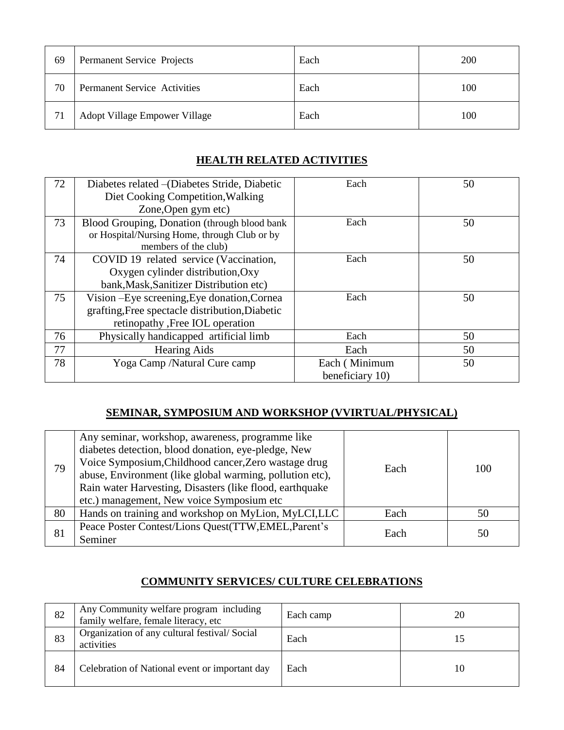| 69 | Permanent Service Projects | Each | 200 |
|---|---|---|---|
| 70 | Permanent Service Activities | Each | 100 |
| 71 | Adopt Village Empower Village | Each | 100 |

## HEALTH RELATED ACTIVITIES

| 72 | Diabetes related –(Diabetes Stride, Diabetic Diet Cooking Competition,Walking Zone,Open gym etc) | Each | 50 |
|---|---|---|---|
| 73 | Blood Grouping, Donation (through blood bank or Hospital/Nursing Home, through Club or by members of the club) | Each | 50 |
| 74 | COVID 19 related service (Vaccination, Oxygen cylinder distribution,Oxy bank,Mask,Sanitizer Distribution etc) | Each | 50 |
| 75 | Vision –Eye screening,Eye donation,Cornea grafting,Free spectacle distribution,Diabetic retinopathy ,Free IOL operation | Each | 50 |
| 76 | Physically handicapped artificial limb | Each | 50 |
| 77 | Hearing Aids | Each | 50 |
| 78 | Yoga Camp /Natural Cure camp | Each ( Minimum beneficiary 10) | 50 |

## SEMINAR, SYMPOSIUM AND WORKSHOP (VVIRTUAL/PHYSICAL)

| 79 | Any seminar, workshop, awareness, programme like diabetes detection, blood donation, eye-pledge, New Voice Symposium,Childhood cancer,Zero wastage drug abuse, Environment (like global warming, pollution etc), Rain water Harvesting, Disasters (like flood, earthquake etc.) management, New voice Symposium etc | Each | 100 |
|---|---|---|---|
| 80 | Hands on training and workshop on MyLion, MyLCI,LLC | Each | 50 |
| 81 | Peace Poster Contest/Lions Quest(TTW,EMEL,Parent's Seminer | Each | 50 |

## COMMUNITY SERVICES/ CULTURE CELEBRATIONS

| 82 | Any Community welfare program including family welfare, female literacy, etc | Each camp | 20 |
|---|---|---|---|
| 83 | Organization of any cultural festival/ Social activities | Each | 15 |
| 84 | Celebration of National event or important day | Each | 10 |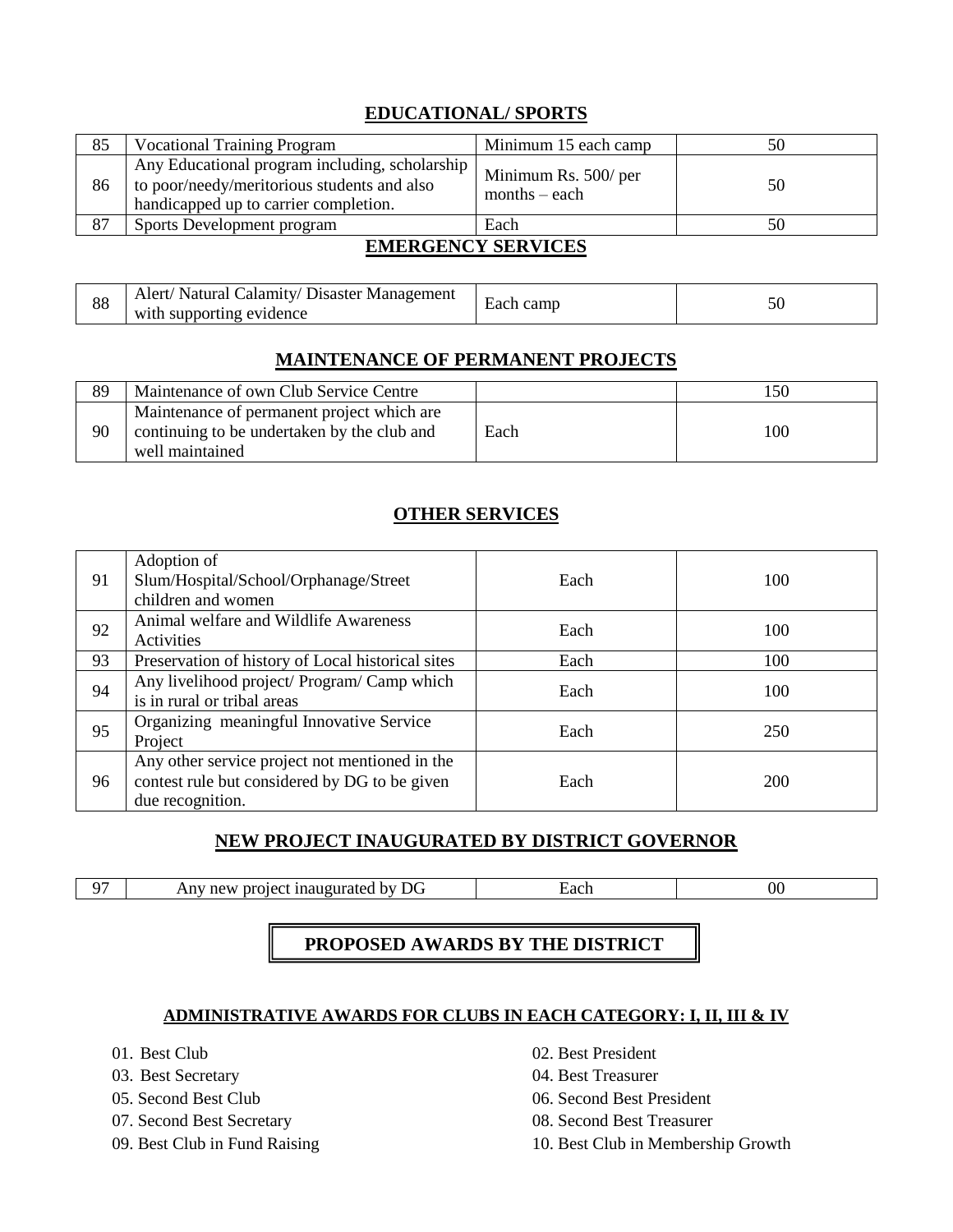## EDUCATIONAL/ SPORTS

| | | | |
|---|---|---|---|
| 85 | Vocational Training Program | Minimum 15 each camp | 50 |
| 86 | Any Educational program including, scholarship to poor/needy/meritorious students and also handicapped up to carrier completion. | Minimum Rs. 500/ per months – each | 50 |
| 87 | Sports Development program | Each | 50 |

## EMERGENCY SERVICES

| | | | |
|---|---|---|---|
| 88 | Alert/ Natural Calamity/ Disaster Management with supporting evidence | Each camp | 50 |

## MAINTENANCE OF PERMANENT PROJECTS

| | | | |
|---|---|---|---|
| 89 | Maintenance of own Club Service Centre | | 150 |
| 90 | Maintenance of permanent project which are continuing to be undertaken by the club and well maintained | Each | 100 |

## OTHER SERVICES

| | | | |
|---|---|---|---|
| 91 | Adoption of Slum/Hospital/School/Orphanage/Street children and women | Each | 100 |
| 92 | Animal welfare and Wildlife Awareness Activities | Each | 100 |
| 93 | Preservation of history of Local historical sites | Each | 100 |
| 94 | Any livelihood project/ Program/ Camp which is in rural or tribal areas | Each | 100 |
| 95 | Organizing meaningful Innovative Service Project | Each | 250 |
| 96 | Any other service project not mentioned in the contest rule but considered by DG to be given due recognition. | Each | 200 |

## NEW PROJECT INAUGURATED BY DISTRICT GOVERNOR

| | | | |
|---|---|---|---|
| 97 | Any new project inaugurated by DG | Each | 00 |

# PROPOSED AWARDS BY THE DISTRICT

## ADMINISTRATIVE AWARDS FOR CLUBS IN EACH CATEGORY: I, II, III & IV

01. Best Club
02. Best President
03. Best Secretary
04. Best Treasurer
05. Second Best Club
06. Second Best President
07. Second Best Secretary
08. Second Best Treasurer
09. Best Club in Fund Raising
10. Best Club in Membership Growth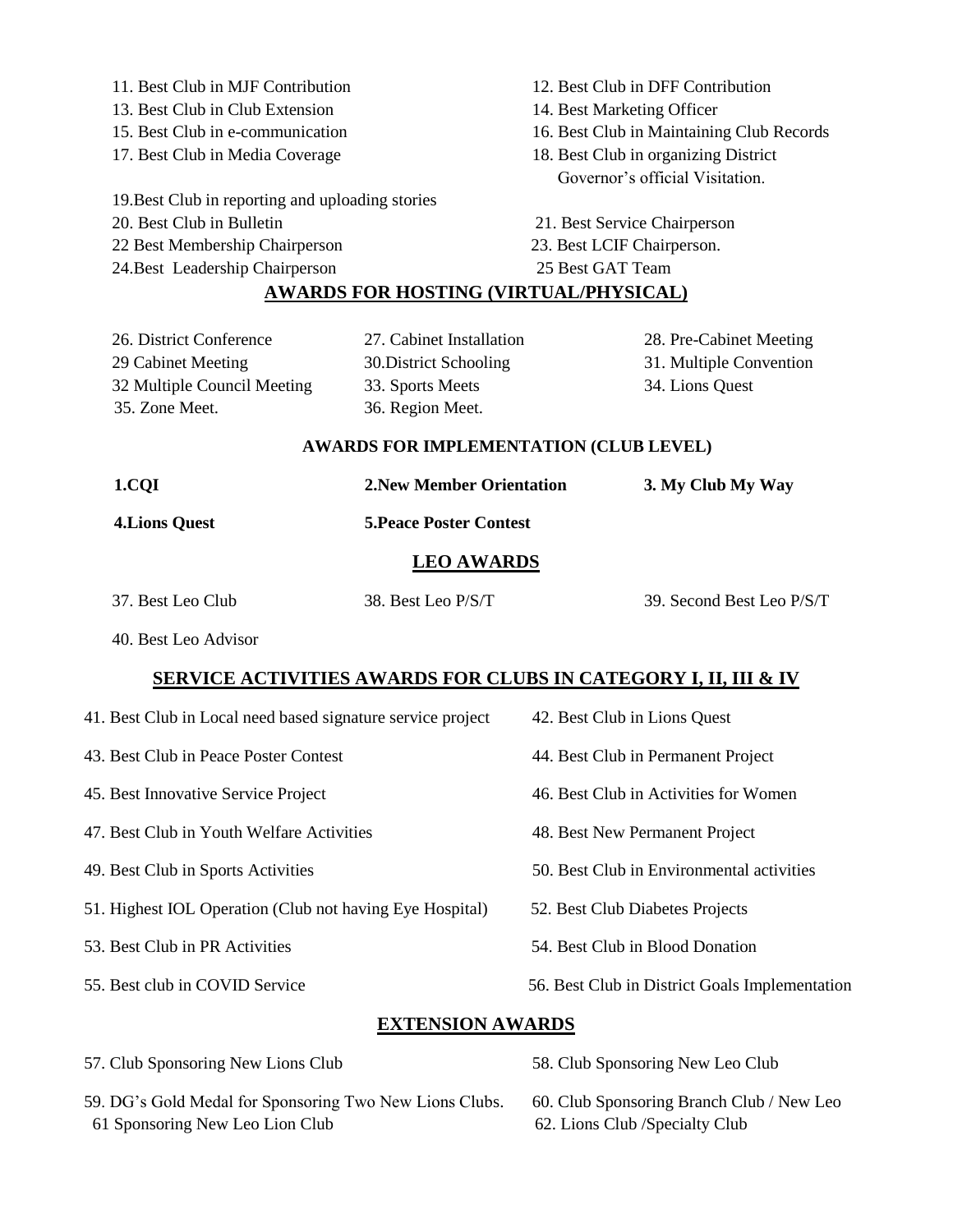11. Best Club in MJF Contribution
12. Best Club in DFF Contribution
13. Best Club in Club Extension
14. Best Marketing Officer
15. Best Club in e-communication
16. Best Club in Maintaining Club Records
17. Best Club in Media Coverage
18. Best Club in organizing District Governor's official Visitation.
19.Best Club in reporting and uploading stories
20. Best Club in Bulletin
21. Best Service Chairperson
22 Best Membership Chairperson
23. Best LCIF Chairperson.
24.Best Leadership Chairperson
25 Best GAT Team

## AWARDS FOR HOSTING (VIRTUAL/PHYSICAL)

26. District Conference
27. Cabinet Installation
28. Pre-Cabinet Meeting
29 Cabinet Meeting
30.District Schooling
31. Multiple Convention
32 Multiple Council Meeting
33. Sports Meets
34. Lions Quest
35. Zone Meet.
36. Region Meet.

### AWARDS FOR IMPLEMENTATION (CLUB LEVEL)

**1.CQI** **2.New Member Orientation** **3. My Club My Way**

**4.Lions Quest** **5.Peace Poster Contest**

## LEO AWARDS

37. Best Leo Club
38. Best Leo P/S/T
39. Second Best Leo P/S/T
40. Best Leo Advisor

## SERVICE ACTIVITIES AWARDS FOR CLUBS IN CATEGORY I, II, III & IV

41. Best Club in Local need based signature service project
42. Best Club in Lions Quest
43. Best Club in Peace Poster Contest
44. Best Club in Permanent Project
45. Best Innovative Service Project
46. Best Club in Activities for Women
47. Best Club in Youth Welfare Activities
48. Best New Permanent Project
49. Best Club in Sports Activities
50. Best Club in Environmental activities
51. Highest IOL Operation (Club not having Eye Hospital)
52. Best Club Diabetes Projects
53. Best Club in PR Activities
54. Best Club in Blood Donation
55. Best club in COVID Service
56. Best Club in District Goals Implementation

## EXTENSION AWARDS

57. Club Sponsoring New Lions Club
58. Club Sponsoring New Leo Club
59. DG's Gold Medal for Sponsoring Two New Lions Clubs.
60. Club Sponsoring Branch Club / New Leo
61 Sponsoring New Leo Lion Club
62. Lions Club /Specialty Club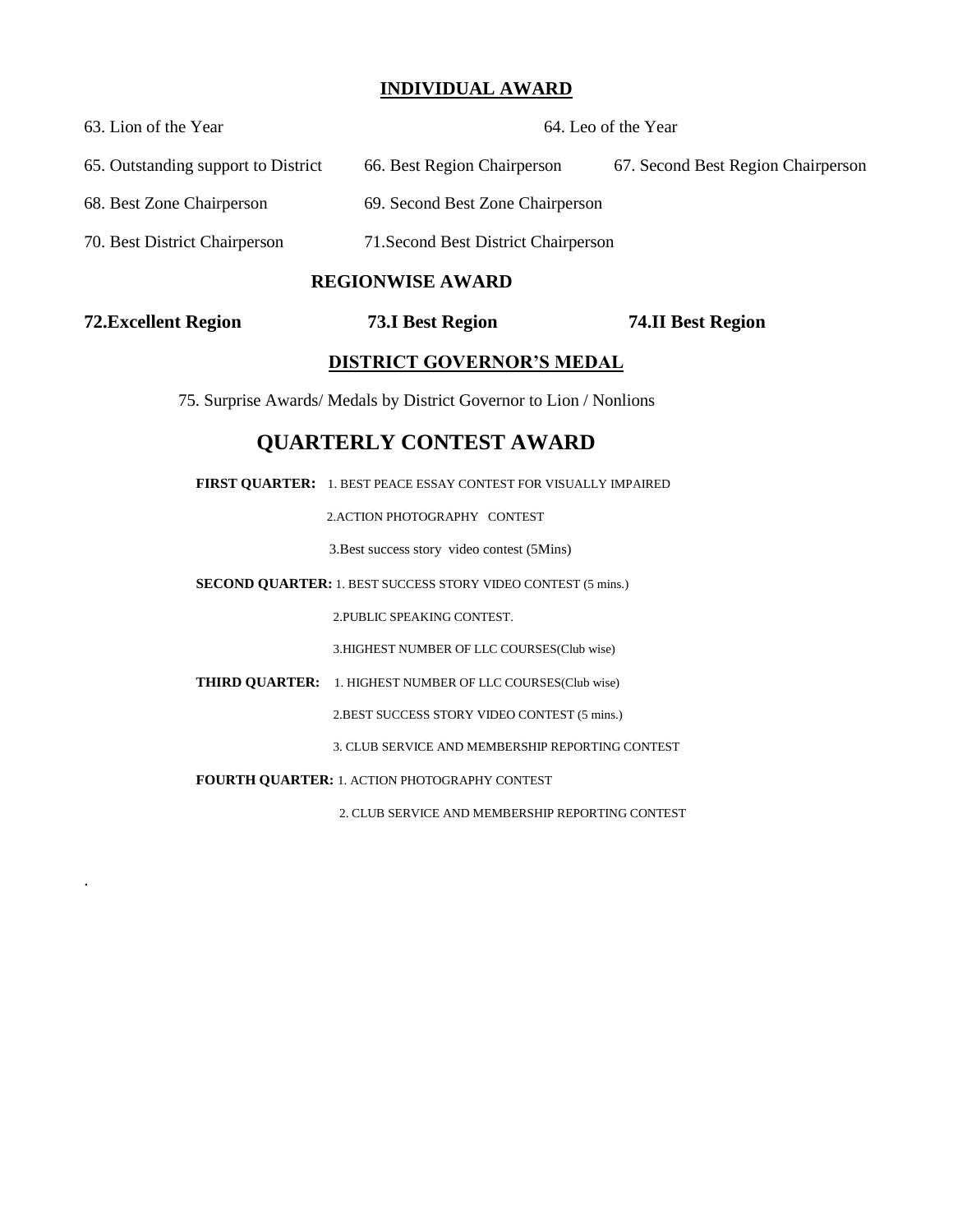## INDIVIDUAL AWARD

63. Lion of the Year
64. Leo of the Year
65. Outstanding support to District
66. Best Region Chairperson
67. Second Best Region Chairperson
68. Best Zone Chairperson
69. Second Best Zone Chairperson
70. Best District Chairperson
71. Second Best District Chairperson

## REGIONWISE AWARD

**72.Excellent Region** **73.I Best Region** **74.II Best Region**

## DISTRICT GOVERNOR'S MEDAL

75. Surprise Awards/ Medals by District Governor to Lion / Nonlions

# QUARTERLY CONTEST AWARD

**FIRST QUARTER:**
1. BEST PEACE ESSAY CONTEST FOR VISUALLY IMPAIRED
2. ACTION PHOTOGRAPHY CONTEST
3. Best success story video contest (5Mins)

**SECOND QUARTER:**
1. BEST SUCCESS STORY VIDEO CONTEST (5 mins.)
2. PUBLIC SPEAKING CONTEST.
3. HIGHEST NUMBER OF LLC COURSES(Club wise)

**THIRD QUARTER:**
1. HIGHEST NUMBER OF LLC COURSES(Club wise)
2. BEST SUCCESS STORY VIDEO CONTEST (5 mins.)
3. CLUB SERVICE AND MEMBERSHIP REPORTING CONTEST

**FOURTH QUARTER:**
1. ACTION PHOTOGRAPHY CONTEST
2. CLUB SERVICE AND MEMBERSHIP REPORTING CONTEST

.